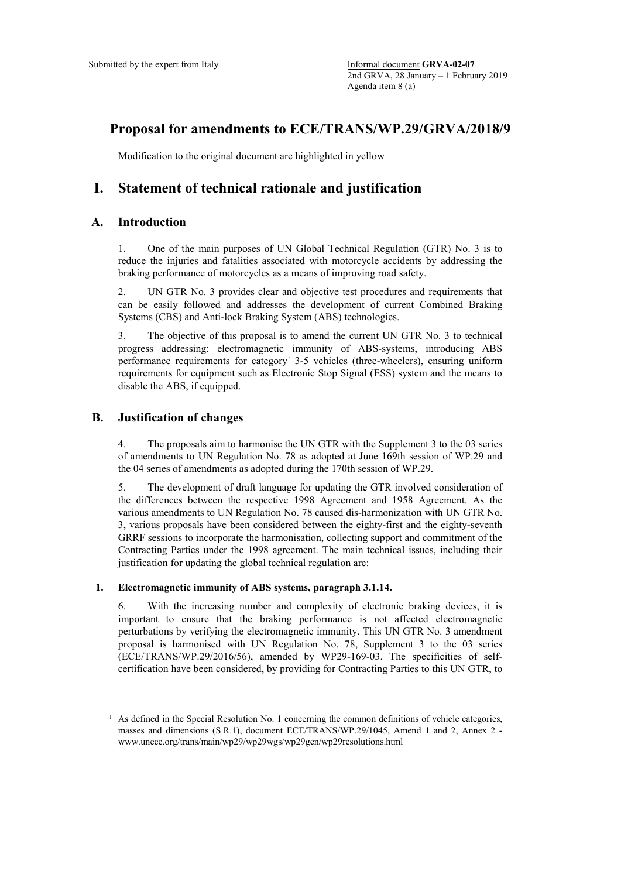Submitted by the expert from Italy

Informal document **GRVA-02-07**
2nd GRVA, 28 January – 1 February 2019
Agenda item 8 (a)

# Proposal for amendments to ECE/TRANS/WP.29/GRVA/2018/9

Modification to the original document are highlighted in yellow

# I. Statement of technical rationale and justification

## A. Introduction

1. One of the main purposes of UN Global Technical Regulation (GTR) No. 3 is to reduce the injuries and fatalities associated with motorcycle accidents by addressing the braking performance of motorcycles as a means of improving road safety.

2. UN GTR No. 3 provides clear and objective test procedures and requirements that can be easily followed and addresses the development of current Combined Braking Systems (CBS) and Anti-lock Braking System (ABS) technologies.

3. The objective of this proposal is to amend the current UN GTR No. 3 to technical progress addressing: electromagnetic immunity of ABS-systems, introducing ABS performance requirements for category[1] 3-5 vehicles (three-wheelers), ensuring uniform requirements for equipment such as Electronic Stop Signal (ESS) system and the means to disable the ABS, if equipped.

## B. Justification of changes

4. The proposals aim to harmonise the UN GTR with the Supplement 3 to the 03 series of amendments to UN Regulation No. 78 as adopted at June 169th session of WP.29 and the 04 series of amendments as adopted during the 170th session of WP.29.

5. The development of draft language for updating the GTR involved consideration of the differences between the respective 1998 Agreement and 1958 Agreement. As the various amendments to UN Regulation No. 78 caused dis-harmonization with UN GTR No. 3, various proposals have been considered between the eighty-first and the eighty-seventh GRRF sessions to incorporate the harmonisation, collecting support and commitment of the Contracting Parties under the 1998 agreement. The main technical issues, including their justification for updating the global technical regulation are:

### 1. Electromagnetic immunity of ABS systems, paragraph 3.1.14.

6. With the increasing number and complexity of electronic braking devices, it is important to ensure that the braking performance is not affected electromagnetic perturbations by verifying the electromagnetic immunity. This UN GTR No. 3 amendment proposal is harmonised with UN Regulation No. 78, Supplement 3 to the 03 series (ECE/TRANS/WP.29/2016/56), amended by WP29-169-03. The specificities of self-certification have been considered, by providing for Contracting Parties to this UN GTR, to

[1] As defined in the Special Resolution No. 1 concerning the common definitions of vehicle categories, masses and dimensions (S.R.1), document ECE/TRANS/WP.29/1045, Amend 1 and 2, Annex 2 - www.unece.org/trans/main/wp29/wp29wgs/wp29gen/wp29resolutions.html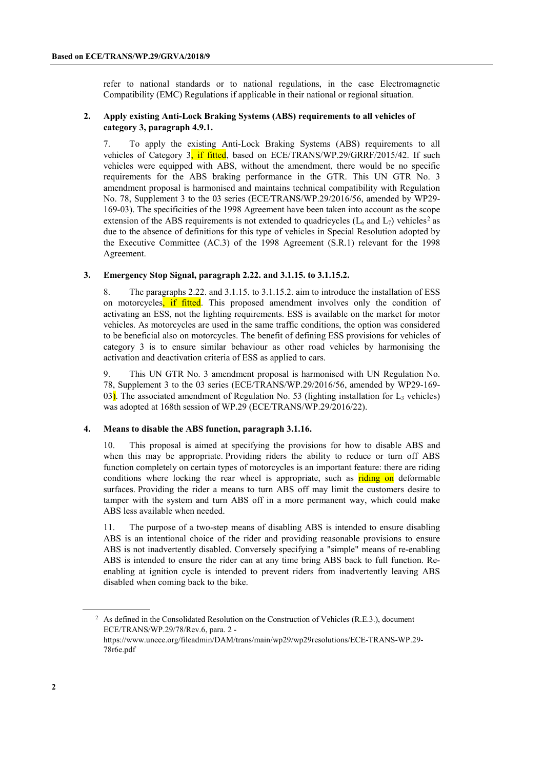refer to national standards or to national regulations, in the case Electromagnetic Compatibility (EMC) Regulations if applicable in their national or regional situation.

**2. Apply existing Anti-Lock Braking Systems (ABS) requirements to all vehicles of category 3, paragraph 4.9.1.**

7. To apply the existing Anti-Lock Braking Systems (ABS) requirements to all vehicles of Category 3, if fitted, based on ECE/TRANS/WP.29/GRRF/2015/42. If such vehicles were equipped with ABS, without the amendment, there would be no specific requirements for the ABS braking performance in the GTR. This UN GTR No. 3 amendment proposal is harmonised and maintains technical compatibility with Regulation No. 78, Supplement 3 to the 03 series (ECE/TRANS/WP.29/2016/56, amended by WP29-169-03). The specificities of the 1998 Agreement have been taken into account as the scope extension of the ABS requirements is not extended to quadricycles ($L_6$ and $L_7$) vehicles[2] as due to the absence of definitions for this type of vehicles in Special Resolution adopted by the Executive Committee (AC.3) of the 1998 Agreement (S.R.1) relevant for the 1998 Agreement.

**3. Emergency Stop Signal, paragraph 2.22. and 3.1.15. to 3.1.15.2.**

8. The paragraphs 2.22. and 3.1.15. to 3.1.15.2. aim to introduce the installation of ESS on motorcycles, if fitted. This proposed amendment involves only the condition of activating an ESS, not the lighting requirements. ESS is available on the market for motor vehicles. As motorcycles are used in the same traffic conditions, the option was considered to be beneficial also on motorcycles. The benefit of defining ESS provisions for vehicles of category 3 is to ensure similar behaviour as other road vehicles by harmonising the activation and deactivation criteria of ESS as applied to cars.

9. This UN GTR No. 3 amendment proposal is harmonised with UN Regulation No. 78, Supplement 3 to the 03 series (ECE/TRANS/WP.29/2016/56, amended by WP29-169-03). The associated amendment of Regulation No. 53 (lighting installation for $L_3$ vehicles) was adopted at 168th session of WP.29 (ECE/TRANS/WP.29/2016/22).

**4. Means to disable the ABS function, paragraph 3.1.16.**

10. This proposal is aimed at specifying the provisions for how to disable ABS and when this may be appropriate. Providing riders the ability to reduce or turn off ABS function completely on certain types of motorcycles is an important feature: there are riding conditions where locking the rear wheel is appropriate, such as riding on deformable surfaces. Providing the rider a means to turn ABS off may limit the customers desire to tamper with the system and turn ABS off in a more permanent way, which could make ABS less available when needed.

11. The purpose of a two-step means of disabling ABS is intended to ensure disabling ABS is an intentional choice of the rider and providing reasonable provisions to ensure ABS is not inadvertently disabled. Conversely specifying a "simple" means of re-enabling ABS is intended to ensure the rider can at any time bring ABS back to full function. Re-enabling at ignition cycle is intended to prevent riders from inadvertently leaving ABS disabled when coming back to the bike.

[2] As defined in the Consolidated Resolution on the Construction of Vehicles (R.E.3.), document ECE/TRANS/WP.29/78/Rev.6, para. 2 - https://www.unece.org/fileadmin/DAM/trans/main/wp29/wp29resolutions/ECE-TRANS-WP.29-78r6e.pdf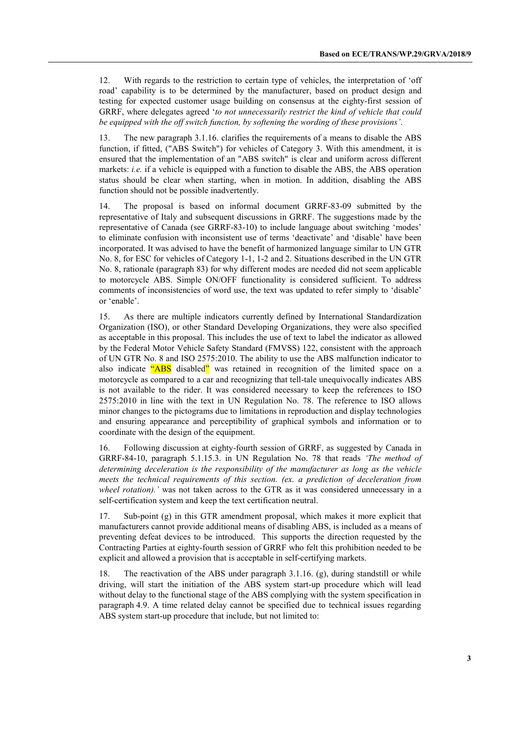12. With regards to the restriction to certain type of vehicles, the interpretation of 'off road' capability is to be determined by the manufacturer, based on product design and testing for expected customer usage building on consensus at the eighty-first session of GRRF, where delegates agreed '*to not unnecessarily restrict the kind of vehicle that could be equipped with the off switch function, by softening the wording of these provisions'*.

13. The new paragraph 3.1.16. clarifies the requirements of a means to disable the ABS function, if fitted, ("ABS Switch") for vehicles of Category 3. With this amendment, it is ensured that the implementation of an "ABS switch" is clear and uniform across different markets: *i.e.* if a vehicle is equipped with a function to disable the ABS, the ABS operation status should be clear when starting, when in motion. In addition, disabling the ABS function should not be possible inadvertently.

14. The proposal is based on informal document GRRF-83-09 submitted by the representative of Italy and subsequent discussions in GRRF. The suggestions made by the representative of Canada (see GRRF-83-10) to include language about switching 'modes' to eliminate confusion with inconsistent use of terms 'deactivate' and 'disable' have been incorporated. It was advised to have the benefit of harmonized language similar to UN GTR No. 8, for ESC for vehicles of Category 1-1, 1-2 and 2. Situations described in the UN GTR No. 8, rationale (paragraph 83) for why different modes are needed did not seem applicable to motorcycle ABS. Simple ON/OFF functionality is considered sufficient. To address comments of inconsistencies of word use, the text was updated to refer simply to 'disable' or 'enable'.

15. As there are multiple indicators currently defined by International Standardization Organization (ISO), or other Standard Developing Organizations, they were also specified as acceptable in this proposal. This includes the use of text to label the indicator as allowed by the Federal Motor Vehicle Safety Standard (FMVSS) 122, consistent with the approach of UN GTR No. 8 and ISO 2575:2010. The ability to use the ABS malfunction indicator to also indicate "ABS disabled" was retained in recognition of the limited space on a motorcycle as compared to a car and recognizing that tell-tale unequivocally indicates ABS is not available to the rider. It was considered necessary to keep the references to ISO 2575:2010 in line with the text in UN Regulation No. 78. The reference to ISO allows minor changes to the pictograms due to limitations in reproduction and display technologies and ensuring appearance and perceptibility of graphical symbols and information or to coordinate with the design of the equipment.

16. Following discussion at eighty-fourth session of GRRF, as suggested by Canada in GRRF-84-10, paragraph 5.1.15.3. in UN Regulation No. 78 that reads *'The method of determining deceleration is the responsibility of the manufacturer as long as the vehicle meets the technical requirements of this section. (ex. a prediction of deceleration from wheel rotation).'* was not taken across to the GTR as it was considered unnecessary in a self-certification system and keep the text certification neutral.

17. Sub-point (g) in this GTR amendment proposal, which makes it more explicit that manufacturers cannot provide additional means of disabling ABS, is included as a means of preventing defeat devices to be introduced. This supports the direction requested by the Contracting Parties at eighty-fourth session of GRRF who felt this prohibition needed to be explicit and allowed a provision that is acceptable in self-certifying markets.

18. The reactivation of the ABS under paragraph 3.1.16. (g), during standstill or while driving, will start the initiation of the ABS system start-up procedure which will lead without delay to the functional stage of the ABS complying with the system specification in paragraph 4.9. A time related delay cannot be specified due to technical issues regarding ABS system start-up procedure that include, but not limited to: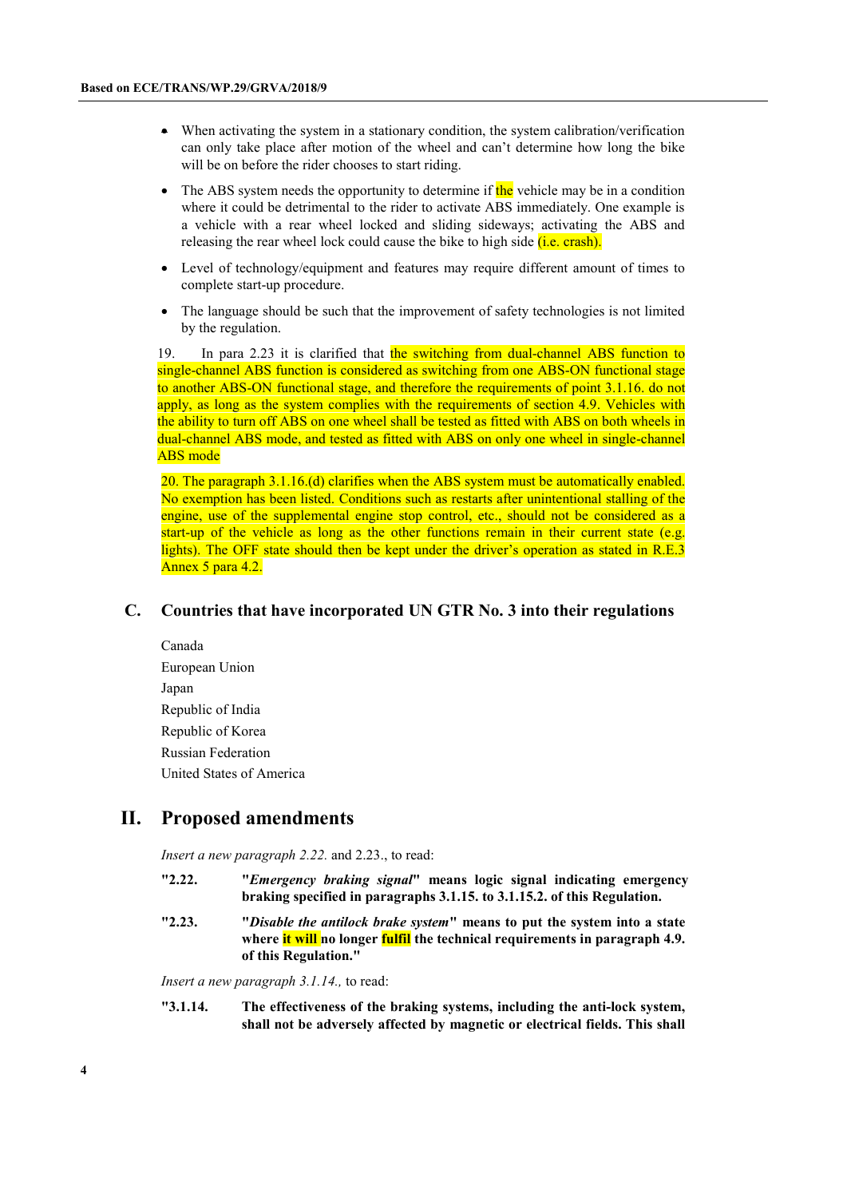- When activating the system in a stationary condition, the system calibration/verification can only take place after motion of the wheel and can't determine how long the bike will be on before the rider chooses to start riding.
- The ABS system needs the opportunity to determine if the vehicle may be in a condition where it could be detrimental to the rider to activate ABS immediately. One example is a vehicle with a rear wheel locked and sliding sideways; activating the ABS and releasing the rear wheel lock could cause the bike to high side (i.e. crash).
- Level of technology/equipment and features may require different amount of times to complete start-up procedure.
- The language should be such that the improvement of safety technologies is not limited by the regulation.

19. In para 2.23 it is clarified that the switching from dual-channel ABS function to single-channel ABS function is considered as switching from one ABS-ON functional stage to another ABS-ON functional stage, and therefore the requirements of point 3.1.16. do not apply, as long as the system complies with the requirements of section 4.9. Vehicles with the ability to turn off ABS on one wheel shall be tested as fitted with ABS on both wheels in dual-channel ABS mode, and tested as fitted with ABS on only one wheel in single-channel ABS mode

20. The paragraph 3.1.16.(d) clarifies when the ABS system must be automatically enabled. No exemption has been listed. Conditions such as restarts after unintentional stalling of the engine, use of the supplemental engine stop control, etc., should not be considered as a start-up of the vehicle as long as the other functions remain in their current state (e.g. lights). The OFF state should then be kept under the driver's operation as stated in R.E.3 Annex 5 para 4.2.

## C. Countries that have incorporated UN GTR No. 3 into their regulations

Canada

European Union

Japan

Republic of India

Republic of Korea

Russian Federation

United States of America

# II. Proposed amendments

*Insert a new paragraph 2.22.* and 2.23., to read:

**"2.22. "*Emergency braking signal*" means logic signal indicating emergency braking specified in paragraphs 3.1.15. to 3.1.15.2. of this Regulation.**

**"2.23. "*Disable the antilock brake system*" means to put the system into a state where it will no longer fulfil the technical requirements in paragraph 4.9. of this Regulation."**

*Insert a new paragraph 3.1.14.,* to read:

**"3.1.14. The effectiveness of the braking systems, including the anti-lock system, shall not be adversely affected by magnetic or electrical fields. This shall**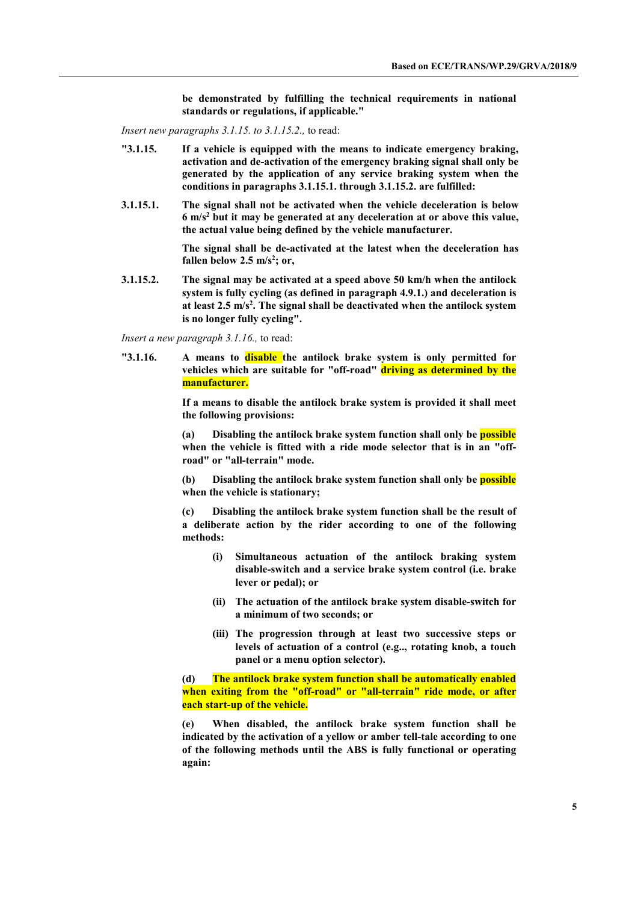**be demonstrated by fulfilling the technical requirements in national standards or regulations, if applicable."**

*Insert new paragraphs 3.1.15. to 3.1.15.2.,* to read:

**"3.1.15. If a vehicle is equipped with the means to indicate emergency braking, activation and de-activation of the emergency braking signal shall only be generated by the application of any service braking system when the conditions in paragraphs 3.1.15.1. through 3.1.15.2. are fulfilled:**

**3.1.15.1. The signal shall not be activated when the vehicle deceleration is below 6 m/s$^2$ but it may be generated at any deceleration at or above this value, the actual value being defined by the vehicle manufacturer.**

**The signal shall be de-activated at the latest when the deceleration has fallen below 2.5 m/s$^2$; or,**

**3.1.15.2. The signal may be activated at a speed above 50 km/h when the antilock system is fully cycling (as defined in paragraph 4.9.1.) and deceleration is at least 2.5 m/s$^2$. The signal shall be deactivated when the antilock system is no longer fully cycling".**

*Insert a new paragraph 3.1.16.,* to read:

**"3.1.16. A means to disable the antilock brake system is only permitted for vehicles which are suitable for "off-road" driving as determined by the manufacturer.**

**If a means to disable the antilock brake system is provided it shall meet the following provisions:**

**(a) Disabling the antilock brake system function shall only be possible when the vehicle is fitted with a ride mode selector that is in an "off-road" or "all-terrain" mode.**

**(b) Disabling the antilock brake system function shall only be possible when the vehicle is stationary;**

**(c) Disabling the antilock brake system function shall be the result of a deliberate action by the rider according to one of the following methods:**

- **(i) Simultaneous actuation of the antilock braking system disable-switch and a service brake system control (i.e. brake lever or pedal); or**
- **(ii) The actuation of the antilock brake system disable-switch for a minimum of two seconds; or**
- **(iii) The progression through at least two successive steps or levels of actuation of a control (e.g.., rotating knob, a touch panel or a menu option selector).**

**(d) The antilock brake system function shall be automatically enabled when exiting from the "off-road" or "all-terrain" ride mode, or after each start-up of the vehicle.**

**(e) When disabled, the antilock brake system function shall be indicated by the activation of a yellow or amber tell-tale according to one of the following methods until the ABS is fully functional or operating again:**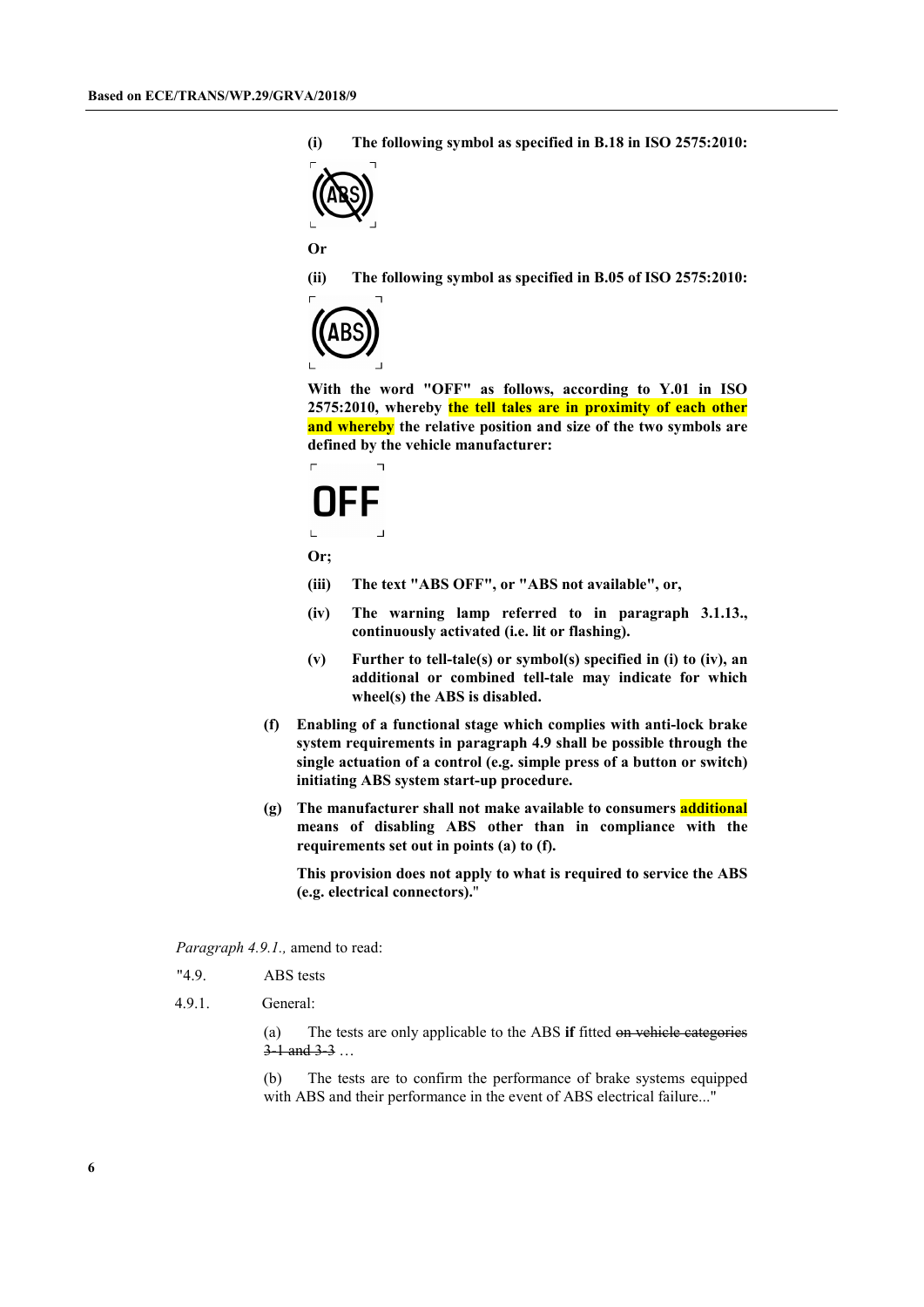**(i) The following symbol as specified in B.18 in ISO 2575:2010:**

**Or**

**(ii) The following symbol as specified in B.05 of ISO 2575:2010:**

**With the word "OFF" as follows, according to Y.01 in ISO 2575:2010, whereby the tell tales are in proximity of each other and whereby the relative position and size of the two symbols are defined by the vehicle manufacturer:**

**OFF**

**Or;**

**(iii) The text "ABS OFF", or "ABS not available", or,**

**(iv) The warning lamp referred to in paragraph 3.1.13., continuously activated (i.e. lit or flashing).**

**(v) Further to tell-tale(s) or symbol(s) specified in (i) to (iv), an additional or combined tell-tale may indicate for which wheel(s) the ABS is disabled.**

**(f) Enabling of a functional stage which complies with anti-lock brake system requirements in paragraph 4.9 shall be possible through the single actuation of a control (e.g. simple press of a button or switch) initiating ABS system start-up procedure.**

**(g) The manufacturer shall not make available to consumers additional means of disabling ABS other than in compliance with the requirements set out in points (a) to (f).**

**This provision does not apply to what is required to service the ABS (e.g. electrical connectors).**"

*Paragraph 4.9.1.,* amend to read:

"4.9. ABS tests

4.9.1. General:

(a) The tests are only applicable to the ABS **if** fitted ~~on vehicle categories 3-1 and 3-3~~ …

(b) The tests are to confirm the performance of brake systems equipped with ABS and their performance in the event of ABS electrical failure..."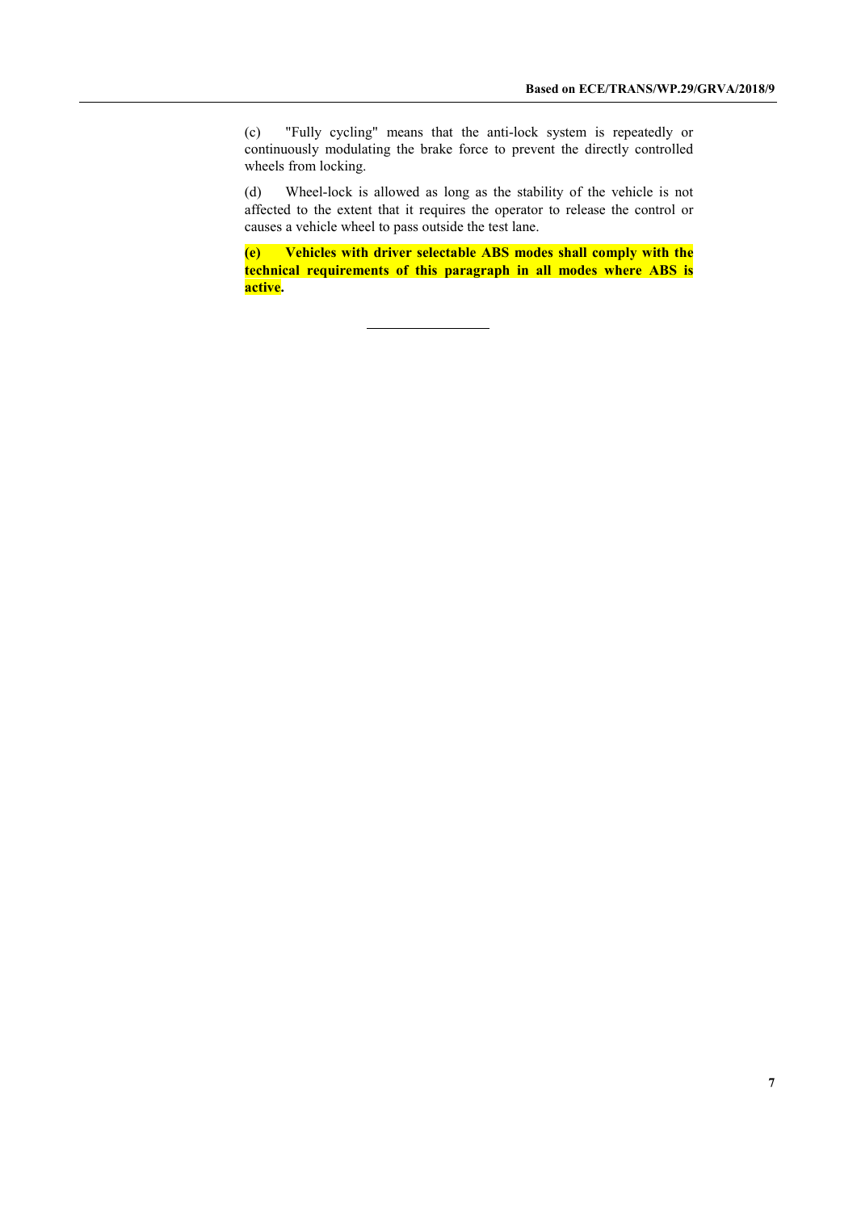(c) "Fully cycling" means that the anti-lock system is repeatedly or continuously modulating the brake force to prevent the directly controlled wheels from locking.

(d) Wheel-lock is allowed as long as the stability of the vehicle is not affected to the extent that it requires the operator to release the control or causes a vehicle wheel to pass outside the test lane.

**(e) Vehicles with driver selectable ABS modes shall comply with the technical requirements of this paragraph in all modes where ABS is active.**